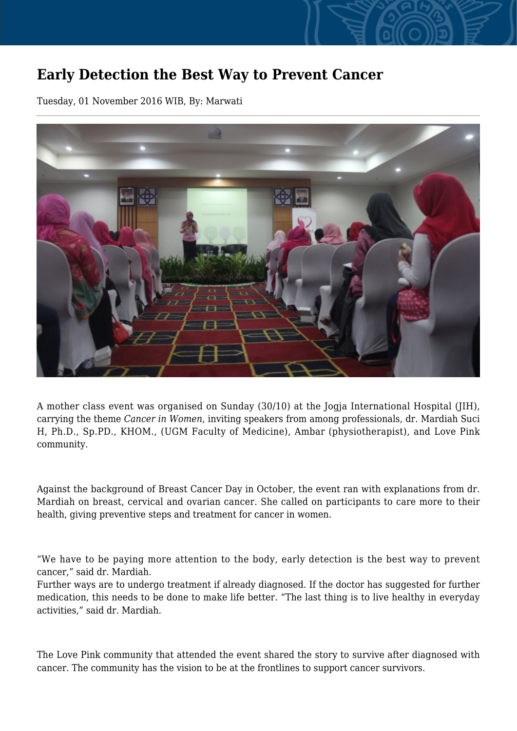# Early Detection the Best Way to Prevent Cancer

Tuesday, 01 November 2016 WIB, By: Marwati

A mother class event was organised on Sunday (30/10) at the Jogja International Hospital (JIH), carrying the theme *Cancer in Women*, inviting speakers from among professionals, dr. Mardiah Suci H, Ph.D., Sp.PD., KHOM., (UGM Faculty of Medicine), Ambar (physiotherapist), and Love Pink community.

Against the background of Breast Cancer Day in October, the event ran with explanations from dr. Mardiah on breast, cervical and ovarian cancer. She called on participants to care more to their health, giving preventive steps and treatment for cancer in women.

"We have to be paying more attention to the body, early detection is the best way to prevent cancer," said dr. Mardiah.
Further ways are to undergo treatment if already diagnosed. If the doctor has suggested for further medication, this needs to be done to make life better. "The last thing is to live healthy in everyday activities," said dr. Mardiah.

The Love Pink community that attended the event shared the story to survive after diagnosed with cancer. The community has the vision to be at the frontlines to support cancer survivors.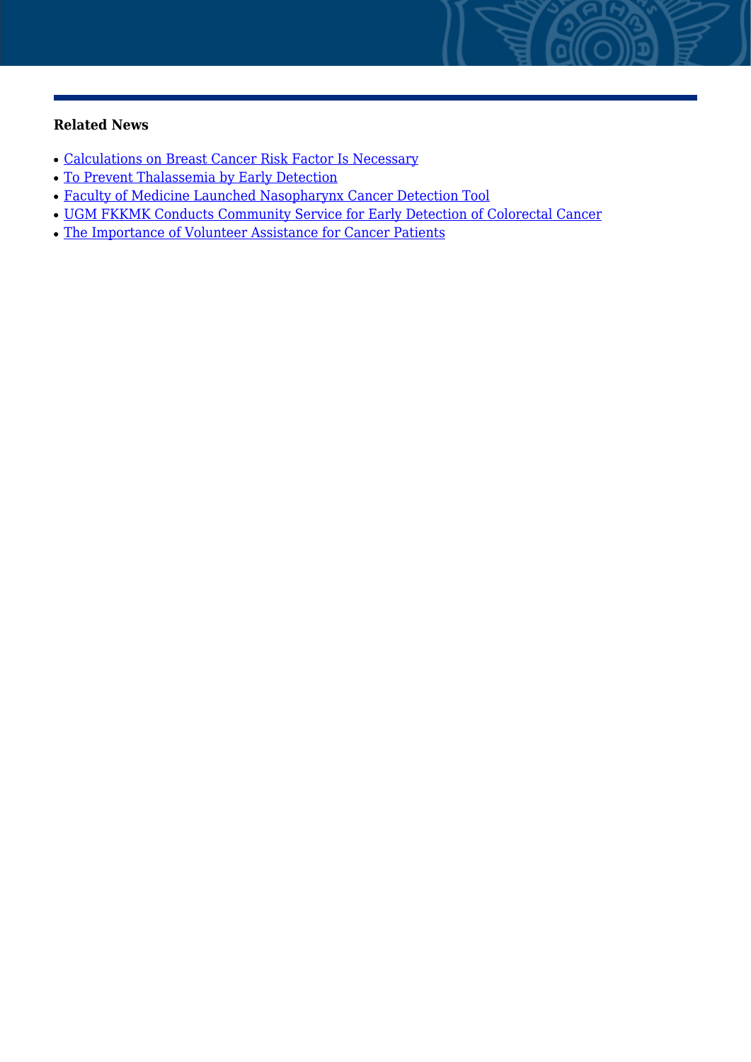### Related News

- Calculations on Breast Cancer Risk Factor Is Necessary
- To Prevent Thalassemia by Early Detection
- Faculty of Medicine Launched Nasopharynx Cancer Detection Tool
- UGM FKKMK Conducts Community Service for Early Detection of Colorectal Cancer
- The Importance of Volunteer Assistance for Cancer Patients